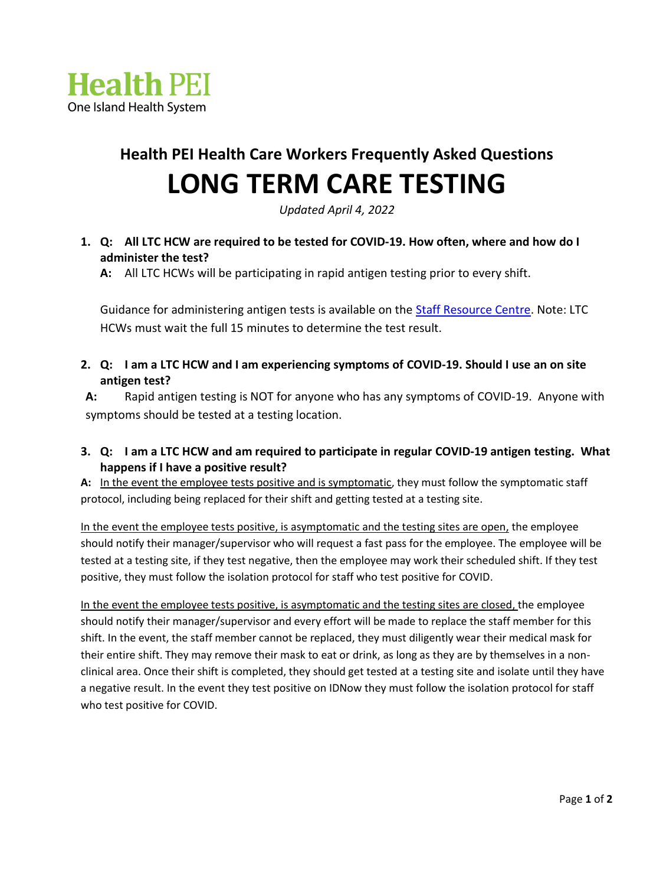Health PEI
One Island Health System

## Health PEI Health Care Workers Frequently Asked Questions

# LONG TERM CARE TESTING

*Updated April 4, 2022*

1. **Q: All LTC HCW are required to be tested for COVID-19. How often, where and how do I administer the test?**

   **A:** All LTC HCWs will be participating in rapid antigen testing prior to every shift.

   Guidance for administering antigen tests is available on the [Staff Resource Centre](). Note: LTC HCWs must wait the full 15 minutes to determine the test result.

2. **Q: I am a LTC HCW and I am experiencing symptoms of COVID-19. Should I use an on site antigen test?**

   **A:** Rapid antigen testing is NOT for anyone who has any symptoms of COVID-19. Anyone with symptoms should be tested at a testing location.

3. **Q: I am a LTC HCW and am required to participate in regular COVID-19 antigen testing. What happens if I have a positive result?**

**A:** <u>In the event the employee tests positive and is symptomatic</u>, they must follow the symptomatic staff protocol, including being replaced for their shift and getting tested at a testing site.

<u>In the event the employee tests positive, is asymptomatic and the testing sites are open,</u> the employee should notify their manager/supervisor who will request a fast pass for the employee. The employee will be tested at a testing site, if they test negative, then the employee may work their scheduled shift. If they test positive, they must follow the isolation protocol for staff who test positive for COVID.

<u>In the event the employee tests positive, is asymptomatic and the testing sites are closed,</u> the employee should notify their manager/supervisor and every effort will be made to replace the staff member for this shift. In the event, the staff member cannot be replaced, they must diligently wear their medical mask for their entire shift. They may remove their mask to eat or drink, as long as they are by themselves in a non-clinical area. Once their shift is completed, they should get tested at a testing site and isolate until they have a negative result. In the event they test positive on IDNow they must follow the isolation protocol for staff who test positive for COVID.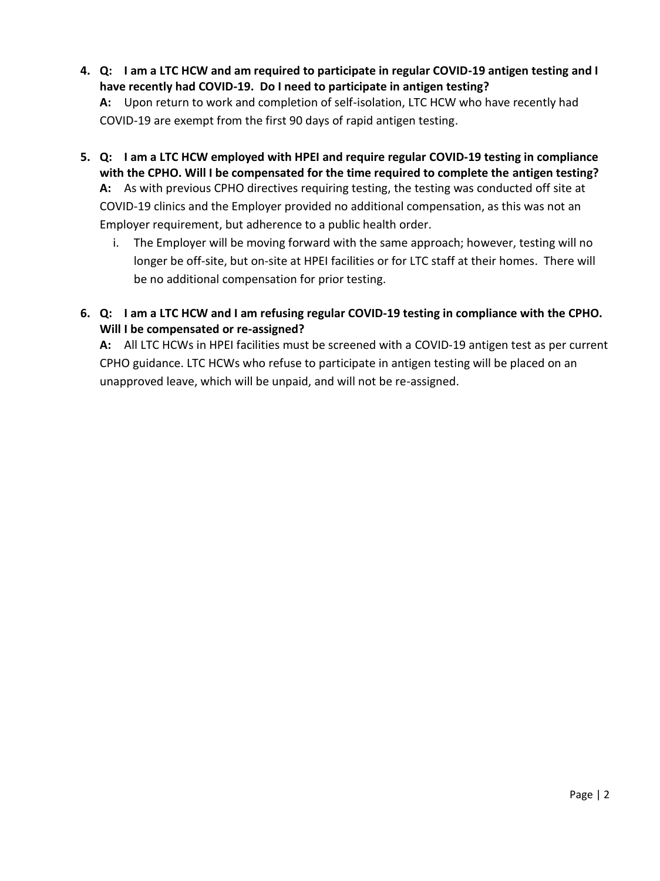4. **Q: I am a LTC HCW and am required to participate in regular COVID-19 antigen testing and I have recently had COVID-19. Do I need to participate in antigen testing?**

   **A:** Upon return to work and completion of self-isolation, LTC HCW who have recently had COVID-19 are exempt from the first 90 days of rapid antigen testing.

5. **Q: I am a LTC HCW employed with HPEI and require regular COVID-19 testing in compliance with the CPHO. Will I be compensated for the time required to complete the antigen testing?**

   **A:** As with previous CPHO directives requiring testing, the testing was conducted off site at COVID-19 clinics and the Employer provided no additional compensation, as this was not an Employer requirement, but adherence to a public health order.

   i. The Employer will be moving forward with the same approach; however, testing will no longer be off-site, but on-site at HPEI facilities or for LTC staff at their homes. There will be no additional compensation for prior testing.

6. **Q: I am a LTC HCW and I am refusing regular COVID-19 testing in compliance with the CPHO. Will I be compensated or re-assigned?**

   **A:** All LTC HCWs in HPEI facilities must be screened with a COVID-19 antigen test as per current CPHO guidance. LTC HCWs who refuse to participate in antigen testing will be placed on an unapproved leave, which will be unpaid, and will not be re-assigned.